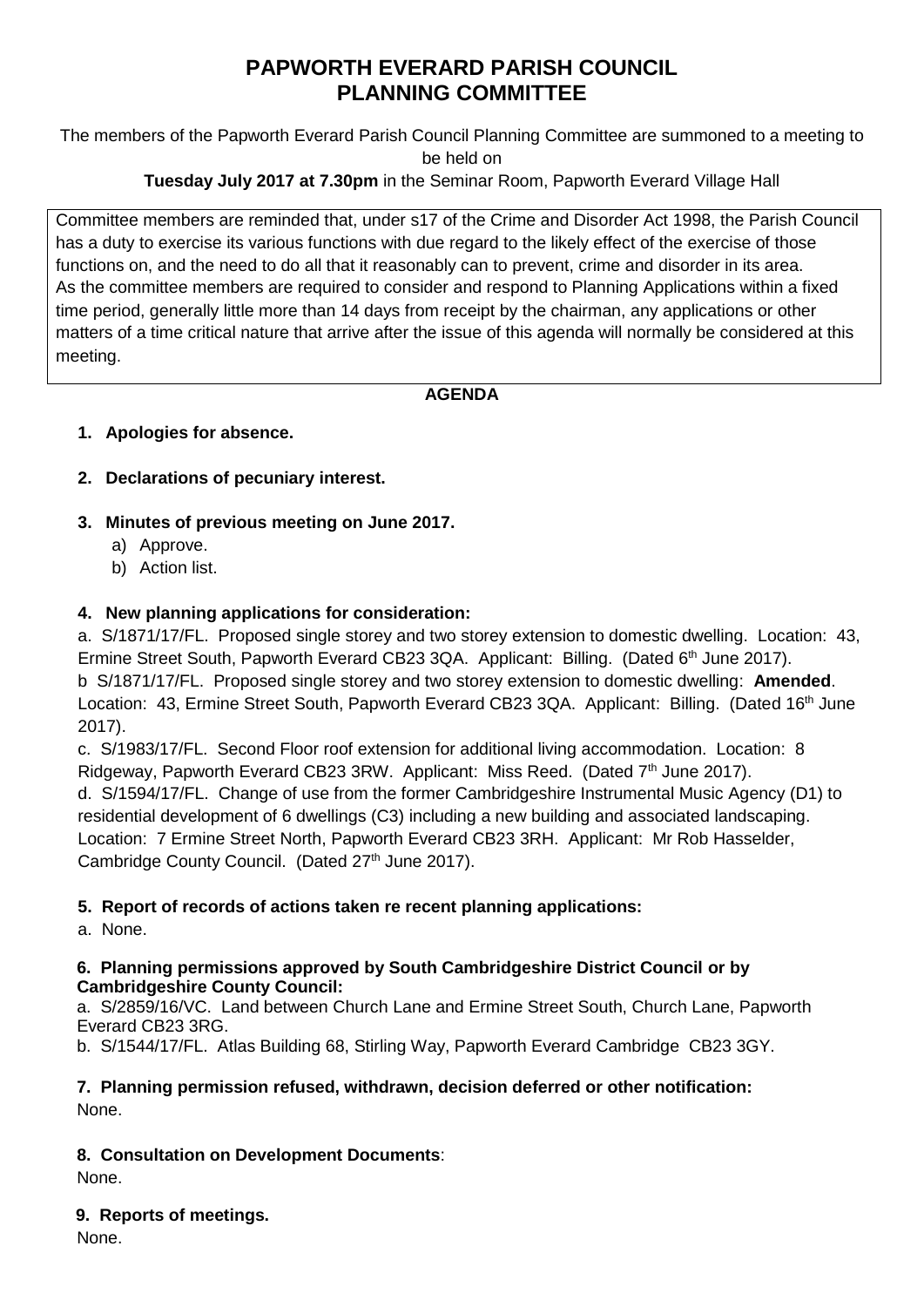# PAPWORTH EVERARD PARISH COUNCIL
# PLANNING COMMITTEE

The members of the Papworth Everard Parish Council Planning Committee are summoned to a meeting to be held on

**Tuesday July 2017 at 7.30pm** in the Seminar Room, Papworth Everard Village Hall

Committee members are reminded that, under s17 of the Crime and Disorder Act 1998, the Parish Council has a duty to exercise its various functions with due regard to the likely effect of the exercise of those functions on, and the need to do all that it reasonably can to prevent, crime and disorder in its area. As the committee members are required to consider and respond to Planning Applications within a fixed time period, generally little more than 14 days from receipt by the chairman, any applications or other matters of a time critical nature that arrive after the issue of this agenda will normally be considered at this meeting.

## AGENDA

1. **Apologies for absence.**

2. **Declarations of pecuniary interest.**

3. **Minutes of previous meeting on June 2017.**
   a) Approve.
   b) Action list.

**4. New planning applications for consideration:**

a. S/1871/17/FL. Proposed single storey and two storey extension to domestic dwelling. Location: 43, Ermine Street South, Papworth Everard CB23 3QA. Applicant: Billing. (Dated 6th June 2017).

b S/1871/17/FL. Proposed single storey and two storey extension to domestic dwelling: **Amended**. Location: 43, Ermine Street South, Papworth Everard CB23 3QA. Applicant: Billing. (Dated 16th June 2017).

c. S/1983/17/FL. Second Floor roof extension for additional living accommodation. Location: 8 Ridgeway, Papworth Everard CB23 3RW. Applicant: Miss Reed. (Dated 7th June 2017).

d. S/1594/17/FL. Change of use from the former Cambridgeshire Instrumental Music Agency (D1) to residential development of 6 dwellings (C3) including a new building and associated landscaping. Location: 7 Ermine Street North, Papworth Everard CB23 3RH. Applicant: Mr Rob Hasselder, Cambridge County Council. (Dated 27th June 2017).

**5. Report of records of actions taken re recent planning applications:**

a. None.

**6. Planning permissions approved by South Cambridgeshire District Council or by Cambridgeshire County Council:**

a. S/2859/16/VC. Land between Church Lane and Ermine Street South, Church Lane, Papworth Everard CB23 3RG.

b. S/1544/17/FL. Atlas Building 68, Stirling Way, Papworth Everard Cambridge CB23 3GY.

**7. Planning permission refused, withdrawn, decision deferred or other notification:**

None.

**8. Consultation on Development Documents**:

None.

**9. Reports of meetings.**

None.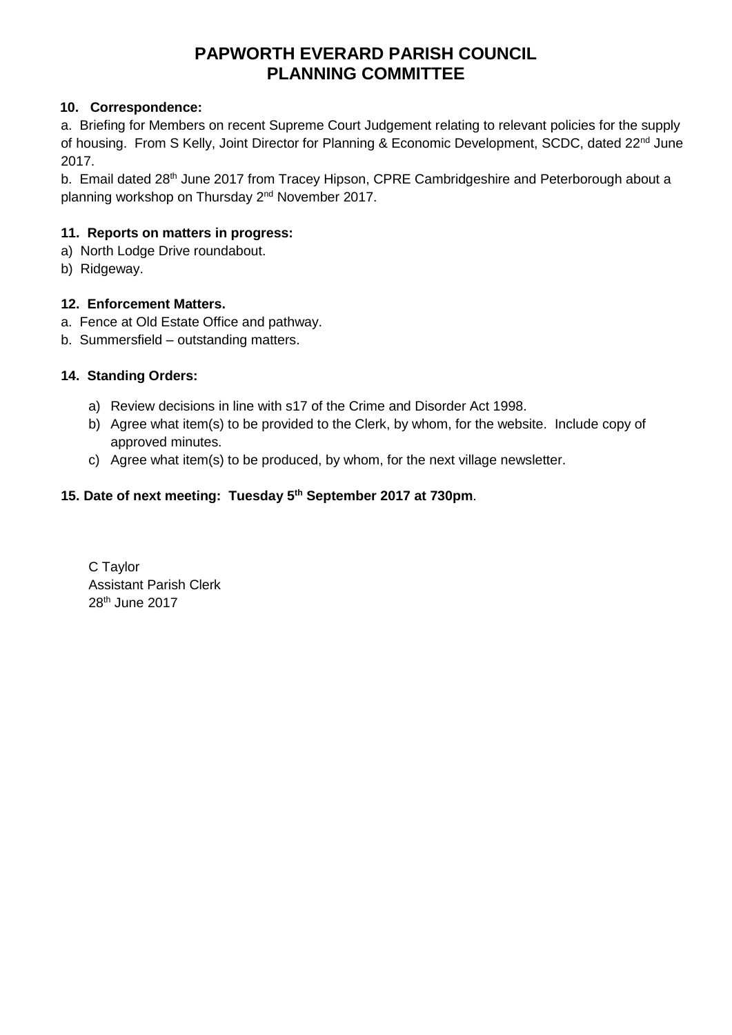# PAPWORTH EVERARD PARISH COUNCIL
# PLANNING COMMITTEE

**10. Correspondence:**

a. Briefing for Members on recent Supreme Court Judgement relating to relevant policies for the supply of housing. From S Kelly, Joint Director for Planning & Economic Development, SCDC, dated 22nd June 2017.

b. Email dated 28th June 2017 from Tracey Hipson, CPRE Cambridgeshire and Peterborough about a planning workshop on Thursday 2nd November 2017.

**11. Reports on matters in progress:**

a) North Lodge Drive roundabout.
b) Ridgeway.

**12. Enforcement Matters.**

a. Fence at Old Estate Office and pathway.
b. Summersfield – outstanding matters.

**14. Standing Orders:**

a) Review decisions in line with s17 of the Crime and Disorder Act 1998.
b) Agree what item(s) to be provided to the Clerk, by whom, for the website. Include copy of approved minutes.
c) Agree what item(s) to be produced, by whom, for the next village newsletter.

**15. Date of next meeting: Tuesday 5th September 2017 at 730pm**.

C Taylor
Assistant Parish Clerk
28th June 2017